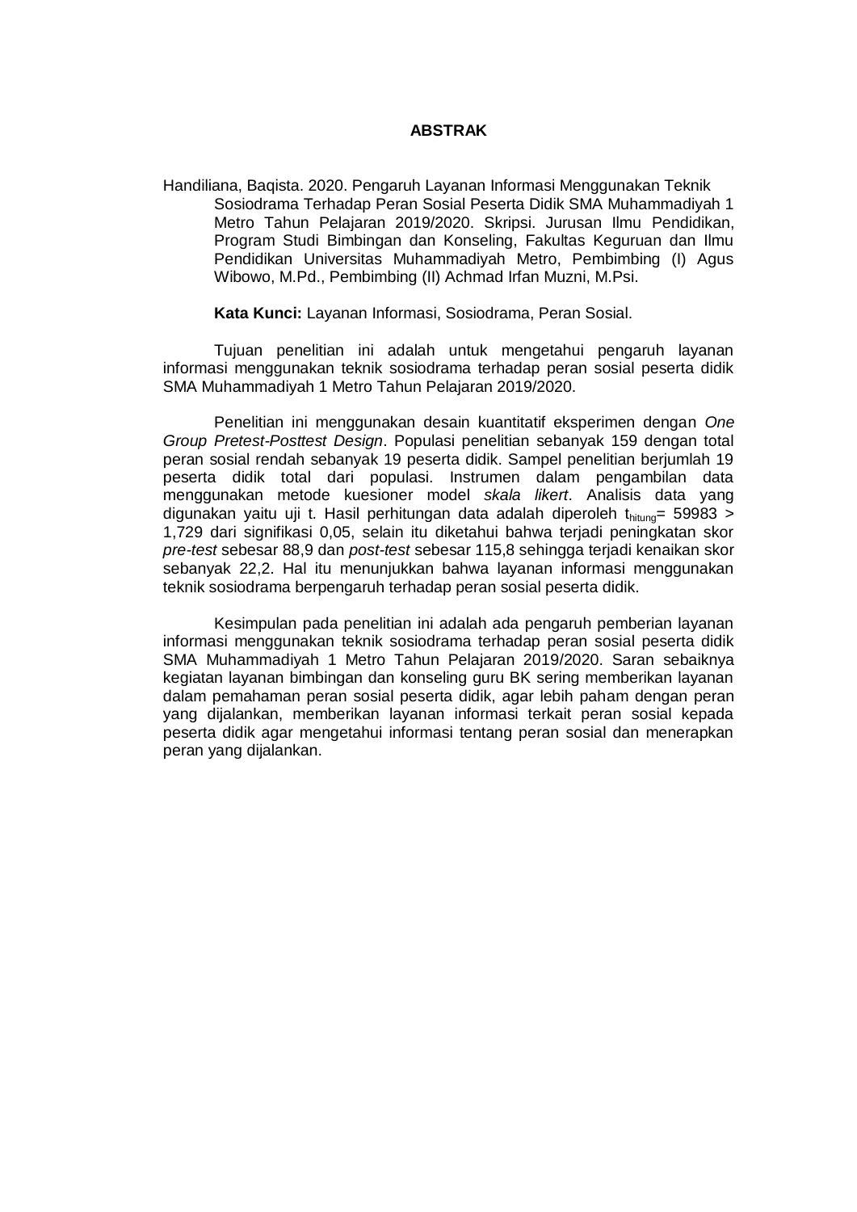# ABSTRAK

Handiliana, Baqista. 2020. Pengaruh Layanan Informasi Menggunakan Teknik Sosiodrama Terhadap Peran Sosial Peserta Didik SMA Muhammadiyah 1 Metro Tahun Pelajaran 2019/2020. Skripsi. Jurusan Ilmu Pendidikan, Program Studi Bimbingan dan Konseling, Fakultas Keguruan dan Ilmu Pendidikan Universitas Muhammadiyah Metro, Pembimbing (I) Agus Wibowo, M.Pd., Pembimbing (II) Achmad Irfan Muzni, M.Psi.

**Kata Kunci:** Layanan Informasi, Sosiodrama, Peran Sosial.

Tujuan penelitian ini adalah untuk mengetahui pengaruh layanan informasi menggunakan teknik sosiodrama terhadap peran sosial peserta didik SMA Muhammadiyah 1 Metro Tahun Pelajaran 2019/2020.

Penelitian ini menggunakan desain kuantitatif eksperimen dengan *One Group Pretest-Posttest Design*. Populasi penelitian sebanyak 159 dengan total peran sosial rendah sebanyak 19 peserta didik. Sampel penelitian berjumlah 19 peserta didik total dari populasi. Instrumen dalam pengambilan data menggunakan metode kuesioner model *skala likert*. Analisis data yang digunakan yaitu uji t. Hasil perhitungan data adalah diperoleh $t_{hitung}$= 59983 > 1,729 dari signifikasi 0,05, selain itu diketahui bahwa terjadi peningkatan skor *pre-test* sebesar 88,9 dan *post-test* sebesar 115,8 sehingga terjadi kenaikan skor sebanyak 22,2. Hal itu menunjukkan bahwa layanan informasi menggunakan teknik sosiodrama berpengaruh terhadap peran sosial peserta didik.

Kesimpulan pada penelitian ini adalah ada pengaruh pemberian layanan informasi menggunakan teknik sosiodrama terhadap peran sosial peserta didik SMA Muhammadiyah 1 Metro Tahun Pelajaran 2019/2020. Saran sebaiknya kegiatan layanan bimbingan dan konseling guru BK sering memberikan layanan dalam pemahaman peran sosial peserta didik, agar lebih paham dengan peran yang dijalankan, memberikan layanan informasi terkait peran sosial kepada peserta didik agar mengetahui informasi tentang peran sosial dan menerapkan peran yang dijalankan.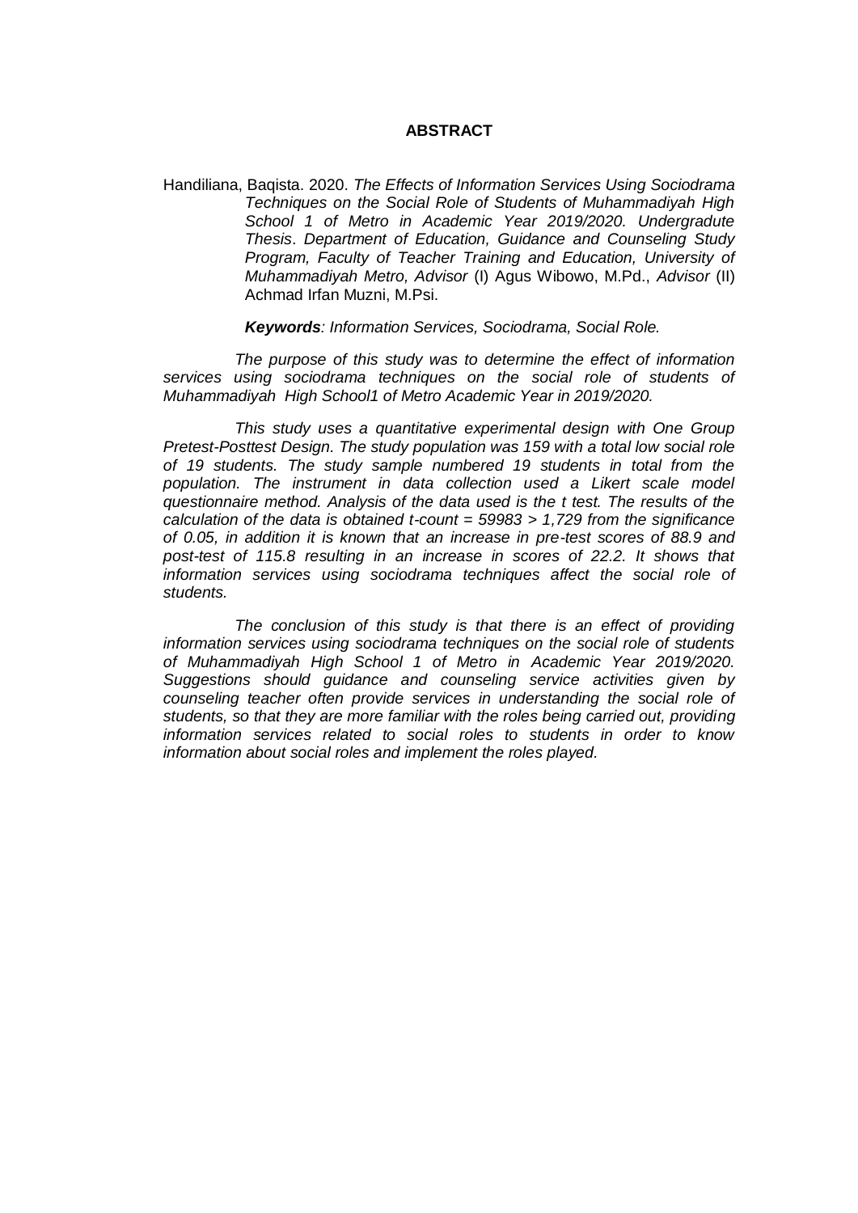**ABSTRACT**

Handiliana, Baqista. 2020. *The Effects of Information Services Using Sociodrama Techniques on the Social Role of Students of Muhammadiyah High School 1 of Metro in Academic Year 2019/2020. Undergradute Thesis*. *Department of Education, Guidance and Counseling Study Program, Faculty of Teacher Training and Education, University of Muhammadiyah Metro, Advisor* (I) Agus Wibowo, M.Pd., *Advisor* (II) Achmad Irfan Muzni, M.Psi.

***Keywords****: Information Services, Sociodrama, Social Role.*

*The purpose of this study was to determine the effect of information services using sociodrama techniques on the social role of students of Muhammadiyah High School1 of Metro Academic Year in 2019/2020.*

*This study uses a quantitative experimental design with One Group Pretest-Posttest Design. The study population was 159 with a total low social role of 19 students. The study sample numbered 19 students in total from the population. The instrument in data collection used a Likert scale model questionnaire method. Analysis of the data used is the t test. The results of the calculation of the data is obtained t-count = 59983 > 1,729 from the significance of 0.05, in addition it is known that an increase in pre-test scores of 88.9 and post-test of 115.8 resulting in an increase in scores of 22.2. It shows that information services using sociodrama techniques affect the social role of students.*

*The conclusion of this study is that there is an effect of providing information services using sociodrama techniques on the social role of students of Muhammadiyah High School 1 of Metro in Academic Year 2019/2020. Suggestions should guidance and counseling service activities given by counseling teacher often provide services in understanding the social role of students, so that they are more familiar with the roles being carried out, providing information services related to social roles to students in order to know information about social roles and implement the roles played.*